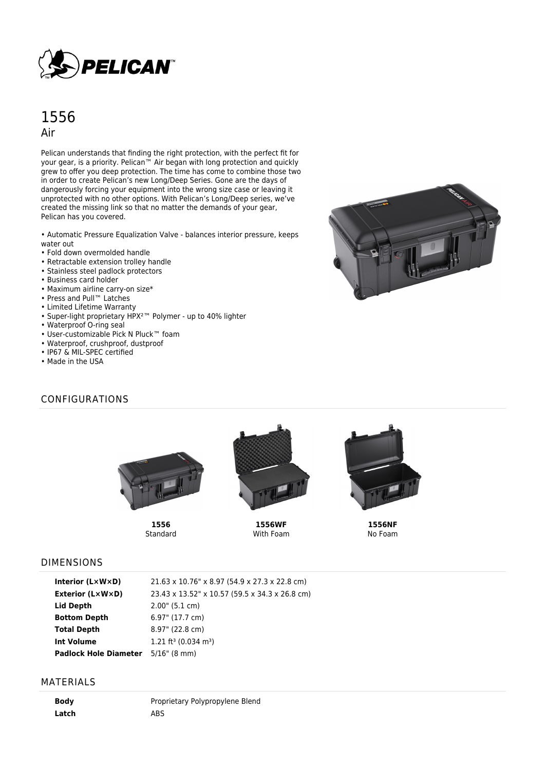# 1556

## Air

Pelican understands that finding the right protection, with the perfect fit for your gear, is a priority. Pelican™ Air began with long protection and quickly grew to offer you deep protection. The time has come to combine those two in order to create Pelican's new Long/Deep Series. Gone are the days of dangerously forcing your equipment into the wrong size case or leaving it unprotected with no other options. With Pelican's Long/Deep series, we've created the missing link so that no matter the demands of your gear, Pelican has you covered.

- Automatic Pressure Equalization Valve - balances interior pressure, keeps water out
- Fold down overmolded handle
- Retractable extension trolley handle
- Stainless steel padlock protectors
- Business card holder
- Maximum airline carry-on size*
- Press and Pull™ Latches
- Limited Lifetime Warranty
- Super-light proprietary HPX²™ Polymer - up to 40% lighter
- Waterproof O-ring seal
- User-customizable Pick N Pluck™ foam
- Waterproof, crushproof, dustproof
- IP67 & MIL-SPEC certified
- Made in the USA

## CONFIGURATIONS

**1556**
Standard

**1556WF**
With Foam

**1556NF**
No Foam

## DIMENSIONS

| | |
|---|---|
| **Interior (L×W×D)** | 21.63 x 10.76" x 8.97 (54.9 x 27.3 x 22.8 cm) |
| **Exterior (L×W×D)** | 23.43 x 13.52" x 10.57 (59.5 x 34.3 x 26.8 cm) |
| **Lid Depth** | 2.00" (5.1 cm) |
| **Bottom Depth** | 6.97" (17.7 cm) |
| **Total Depth** | 8.97" (22.8 cm) |
| **Int Volume** | 1.21 ft³ (0.034 m³) |
| **Padlock Hole Diameter** | 5/16" (8 mm) |

## MATERIALS

| | |
|---|---|
| **Body** | Proprietary Polypropylene Blend |
| **Latch** | ABS |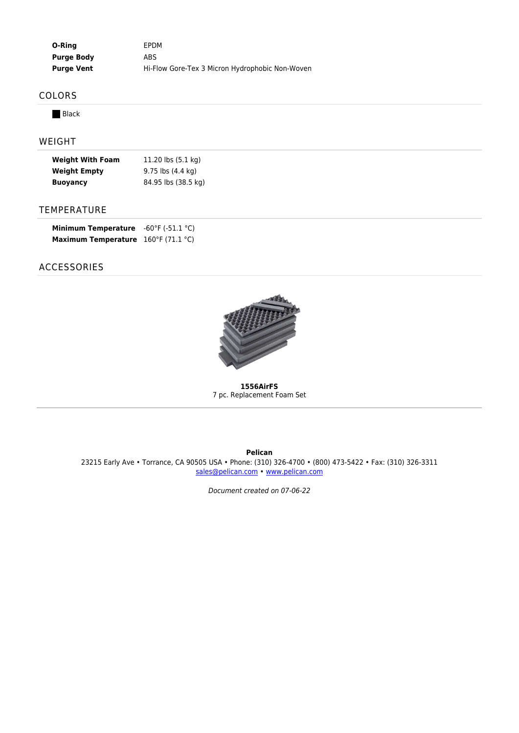| | |
|---|---|
| **O-Ring** | EPDM |
| **Purge Body** | ABS |
| **Purge Vent** | Hi-Flow Gore-Tex 3 Micron Hydrophobic Non-Woven |

## COLORS

Black

## WEIGHT

| | |
|---|---|
| **Weight With Foam** | 11.20 lbs (5.1 kg) |
| **Weight Empty** | 9.75 lbs (4.4 kg) |
| **Buoyancy** | 84.95 lbs (38.5 kg) |

## TEMPERATURE

| | |
|---|---|
| **Minimum Temperature** | -60°F (-51.1 °C) |
| **Maximum Temperature** | 160°F (71.1 °C) |

## ACCESSORIES

**1556AirFS**
7 pc. Replacement Foam Set

**Pelican**
23215 Early Ave • Torrance, CA 90505 USA • Phone: (310) 326-4700 • (800) 473-5422 • Fax: (310) 326-3311
sales@pelican.com • www.pelican.com

*Document created on 07-06-22*